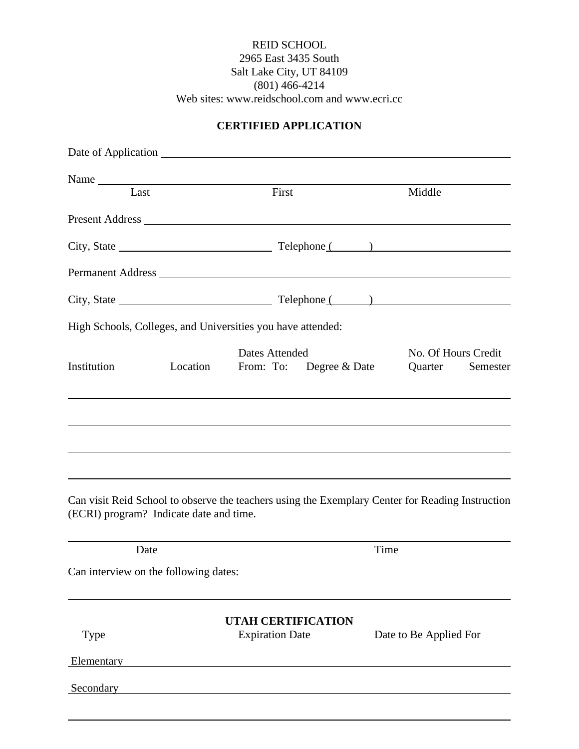REID SCHOOL
2965 East 3435 South
Salt Lake City, UT 84109
(801) 466-4214
Web sites: www.reidschool.com and www.ecri.cc

**CERTIFIED APPLICATION**

Date of Application ______________________________________________

Name ______________________________________________
Last | First | Middle

Present Address ______________________________________________

City, State ______________________ Telephone (______) ______________________

Permanent Address ______________________________________________

City, State ______________________ Telephone (______) ______________________

High Schools, Colleges, and Universities you have attended:

| Institution | Location | Dates Attended From: | To: | Degree & Date | No. Of Hours Credit Quarter | Semester |
|---|---|---|---|---|---|---|
| | | | | | | |
| | | | | | | |
| | | | | | | |
| | | | | | | |

Can visit Reid School to observe the teachers using the Exemplary Center for Reading Instruction (ECRI) program? Indicate date and time.

______________________________________________
Date | Time

Can interview on the following dates:

______________________________________________

**UTAH CERTIFICATION**

| Type | Expiration Date | Date to Be Applied For |
|---|---|---|
| Elementary | | |
| Secondary | | |
| | | |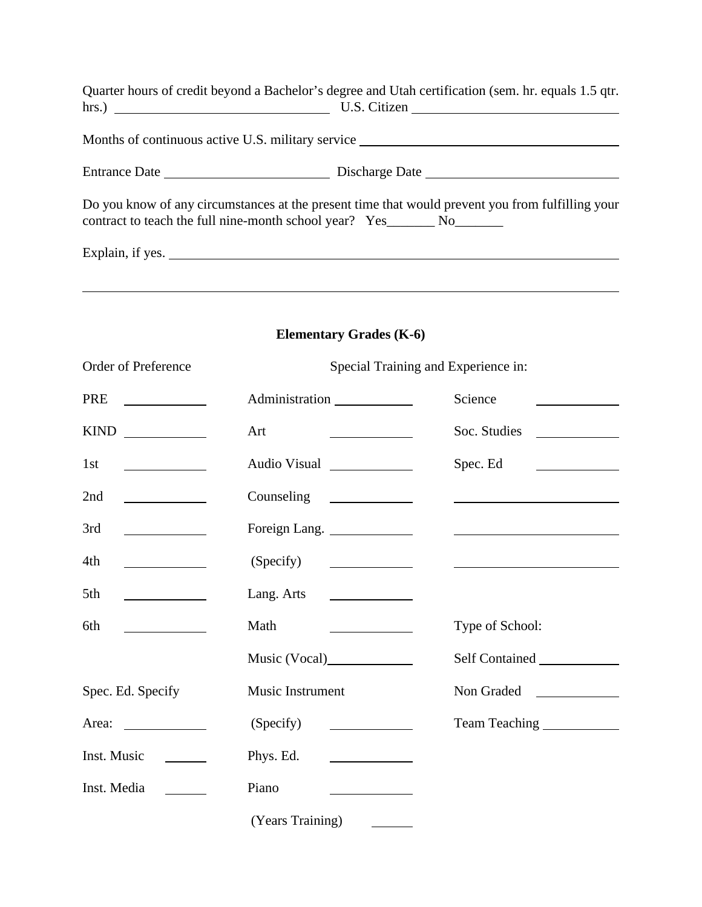Quarter hours of credit beyond a Bachelor's degree and Utah certification (sem. hr. equals 1.5 qtr. hrs.) ______________________ U.S. Citizen ______________________

Months of continuous active U.S. military service ______________________

Entrance Date ______________________ Discharge Date ______________________

Do you know of any circumstances at the present time that would prevent you from fulfilling your contract to teach the full nine-month school year? Yes_______ No_______

Explain, if yes. ______________________________________________

______________________________________________

## Elementary Grades (K-6)

| Order of Preference | Special Training and Experience in: | |
|---|---|---|
| PRE ________ | Administration ________ | Science ________ |
| KIND ________ | Art ________ | Soc. Studies ________ |
| 1st ________ | Audio Visual ________ | Spec. Ed ________ |
| 2nd ________ | Counseling ________ | ________________ |
| 3rd ________ | Foreign Lang. ________ | ________________ |
| 4th ________ | (Specify) ________ | ________________ |
| 5th ________ | Lang. Arts ________ | |
| 6th ________ | Math ________ | Type of School: |
| | Music (Vocal)________ | Self Contained ________ |
| Spec. Ed. Specify | Music Instrument | Non Graded ________ |
| Area: ________ | (Specify) ________ | Team Teaching ________ |
| Inst. Music ____ | Phys. Ed. ________ | |
| Inst. Media ____ | Piano ________ | |
| | (Years Training) ____ | |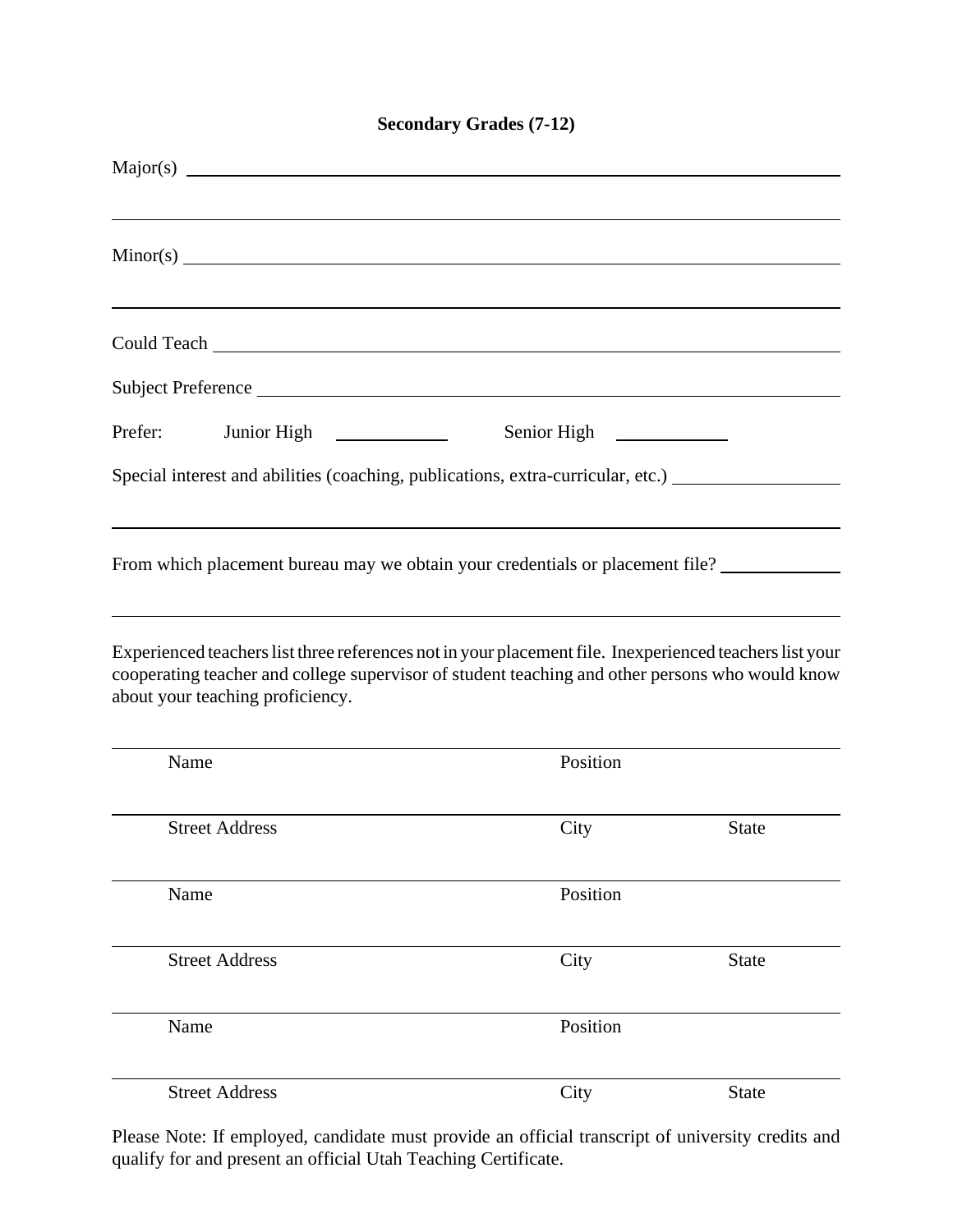**Secondary Grades (7-12)**

Major(s) ______________________________________________

______________________________________________

Minor(s) ______________________________________________

______________________________________________

Could Teach ______________________________________________

Subject Preference ______________________________________________

Prefer: Junior High ____________ Senior High ____________

Special interest and abilities (coaching, publications, extra-curricular, etc.) ____________

______________________________________________

From which placement bureau may we obtain your credentials or placement file? ____________

______________________________________________

Experienced teachers list three references not in your placement file. Inexperienced teachers list your cooperating teacher and college supervisor of student teaching and other persons who would know about your teaching proficiency.

______________________________________________

Name Position

______________________________________________

Street Address City State

______________________________________________

Name Position

______________________________________________

Street Address City State

______________________________________________

Name Position

______________________________________________

Street Address City State

Please Note: If employed, candidate must provide an official transcript of university credits and qualify for and present an official Utah Teaching Certificate.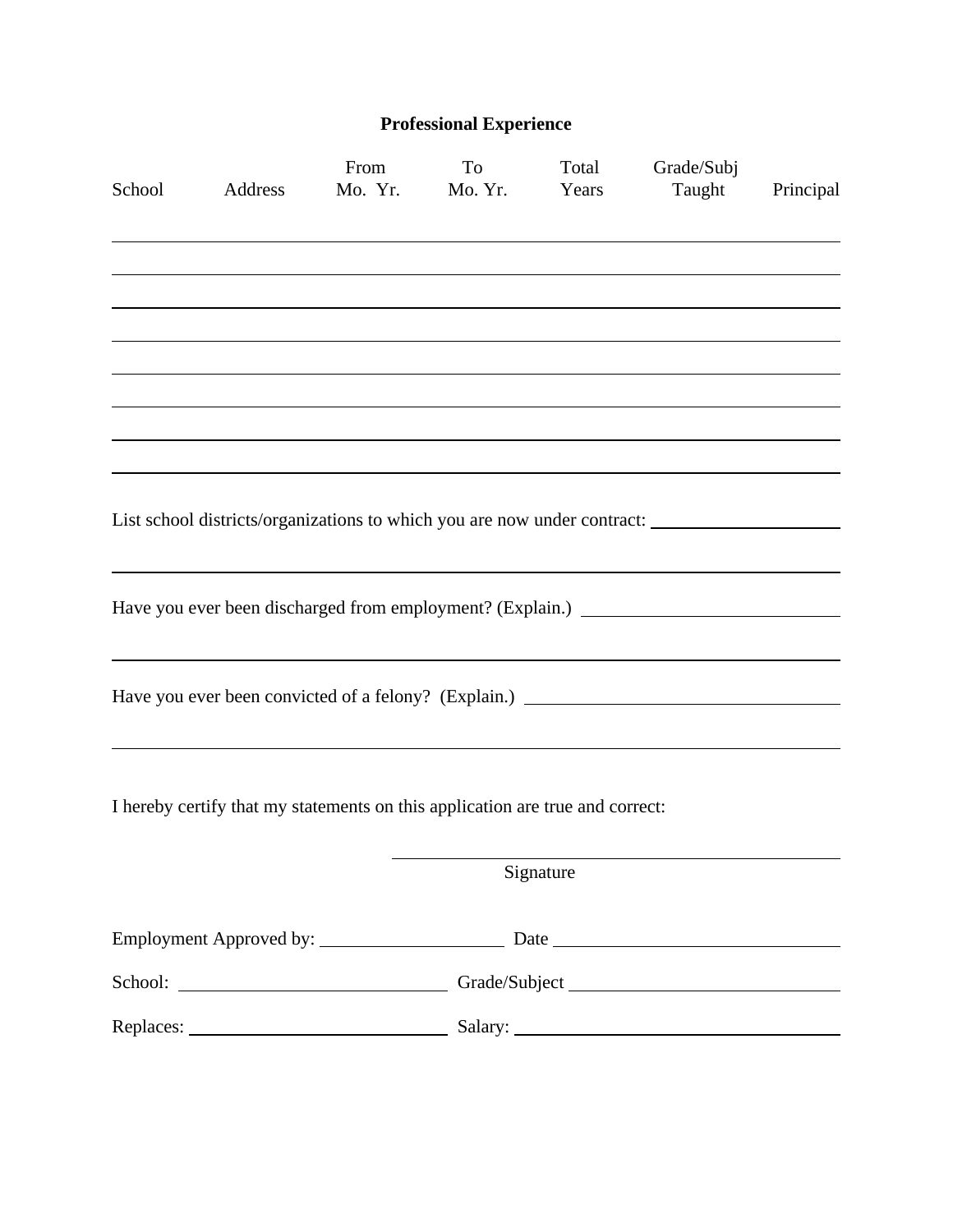## Professional Experience

| School | Address | From Mo. Yr. | To Mo. Yr. | Total Years | Grade/Subj Taught | Principal |
|---|---|---|---|---|---|---|
| | | | | | | |
| | | | | | | |
| | | | | | | |
| | | | | | | |
| | | | | | | |
| | | | | | | |
| | | | | | | |
| | | | | | | |

List school districts/organizations to which you are now under contract: ____________________

______________________________________________________________________________

Have you ever been discharged from employment? (Explain.) ____________________________

______________________________________________________________________________

Have you ever been convicted of a felony? (Explain.) __________________________________

______________________________________________________________________________

I hereby certify that my statements on this application are true and correct:

______________________________
Signature

Employment Approved by: ____________________ Date ______________________________

School: ______________________________ Grade/Subject ______________________________

Replaces: ____________________________ Salary: ___________________________________